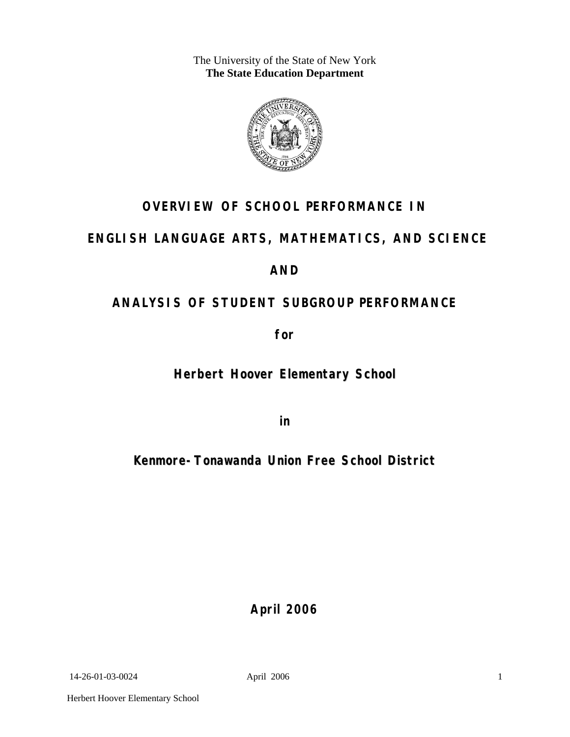The University of the State of New York
**The State Education Department**

# OVERVIEW OF SCHOOL PERFORMANCE IN

# ENGLISH LANGUAGE ARTS, MATHEMATICS, AND SCIENCE

# AND

# ANALYSIS OF STUDENT SUBGROUP PERFORMANCE

**for**

## Herbert Hoover Elementary School

**in**

## Kenmore-Tonawanda Union Free School District

**April 2006**

14-26-01-03-0024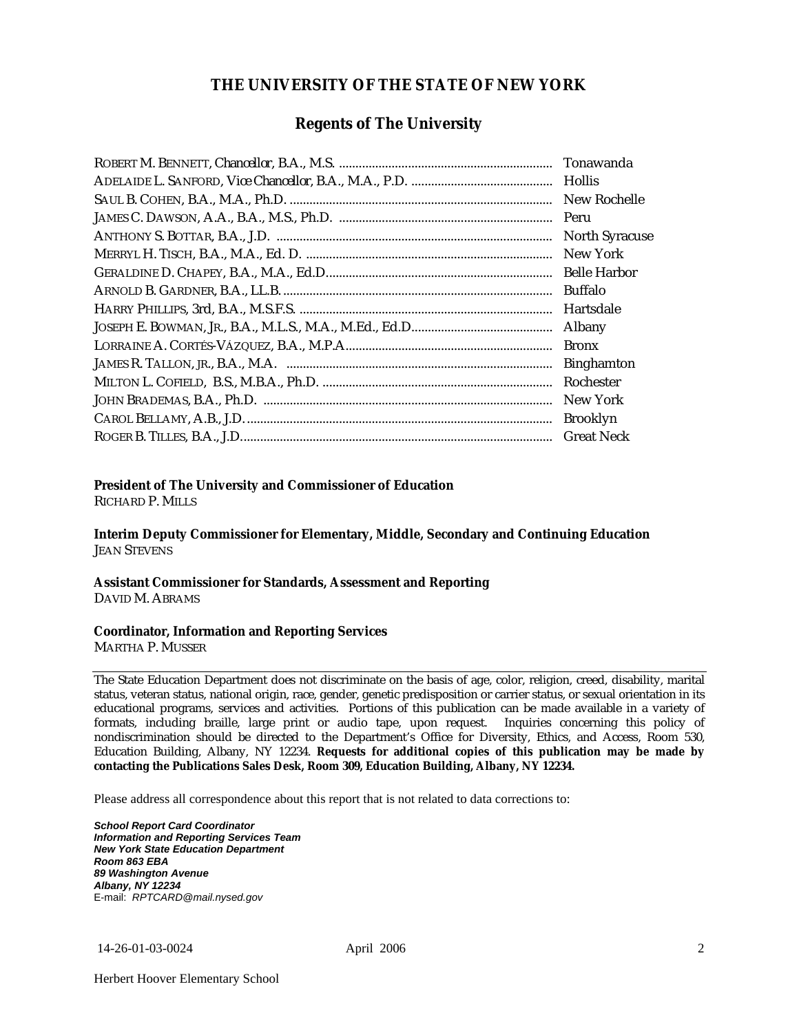## THE UNIVERSITY OF THE STATE OF NEW YORK

### Regents of The University

| | |
|---|---|
| ROBERT M. BENNETT, *Chancellor*, B.A., M.S. | Tonawanda |
| ADELAIDE L. SANFORD, *Vice Chancellor*, B.A., M.A., P.D. | Hollis |
| SAUL B. COHEN, B.A., M.A., Ph.D. | New Rochelle |
| JAMES C. DAWSON, A.A., B.A., M.S., Ph.D. | Peru |
| ANTHONY S. BOTTAR, B.A., J.D. | North Syracuse |
| MERRYL H. TISCH, B.A., M.A., Ed. D. | New York |
| GERALDINE D. CHAPEY, B.A., M.A., Ed.D. | Belle Harbor |
| ARNOLD B. GARDNER, B.A., LL.B. | Buffalo |
| HARRY PHILLIPS, 3rd, B.A., M.S.F.S. | Hartsdale |
| JOSEPH E. BOWMAN, JR., B.A., M.L.S., M.A., M.Ed., Ed.D. | Albany |
| LORRAINE A. CORTÉS-VÁZQUEZ, B.A., M.P.A. | Bronx |
| JAMES R. TALLON, JR., B.A., M.A. | Binghamton |
| MILTON L. COFIELD, B.S., M.B.A., Ph.D. | Rochester |
| JOHN BRADEMAS, B.A., Ph.D. | New York |
| CAROL BELLAMY, A.B., J.D. | Brooklyn |
| ROGER B. TILLES, B.A., J.D. | Great Neck |

**President of The University and Commissioner of Education**
RICHARD P. MILLS

**Interim Deputy Commissioner for Elementary, Middle, Secondary and Continuing Education**
JEAN STEVENS

**Assistant Commissioner for Standards, Assessment and Reporting**
DAVID M. ABRAMS

**Coordinator, Information and Reporting Services**
MARTHA P. MUSSER

---

The State Education Department does not discriminate on the basis of age, color, religion, creed, disability, marital status, veteran status, national origin, race, gender, genetic predisposition or carrier status, or sexual orientation in its educational programs, services and activities. Portions of this publication can be made available in a variety of formats, including braille, large print or audio tape, upon request. Inquiries concerning this policy of nondiscrimination should be directed to the Department's Office for Diversity, Ethics, and Access, Room 530, Education Building, Albany, NY 12234. **Requests for additional copies of this publication may be made by contacting the Publications Sales Desk, Room 309, Education Building, Albany, NY 12234.**

Please address all correspondence about this report that is not related to data corrections to:

***School Report Card Coordinator***
***Information and Reporting Services Team***
***New York State Education Department***
***Room 863 EBA***
***89 Washington Avenue***
***Albany, NY 12234***
E-mail: *RPTCARD@mail.nysed.gov*

14-26-01-03-0024 April 2006

Herbert Hoover Elementary School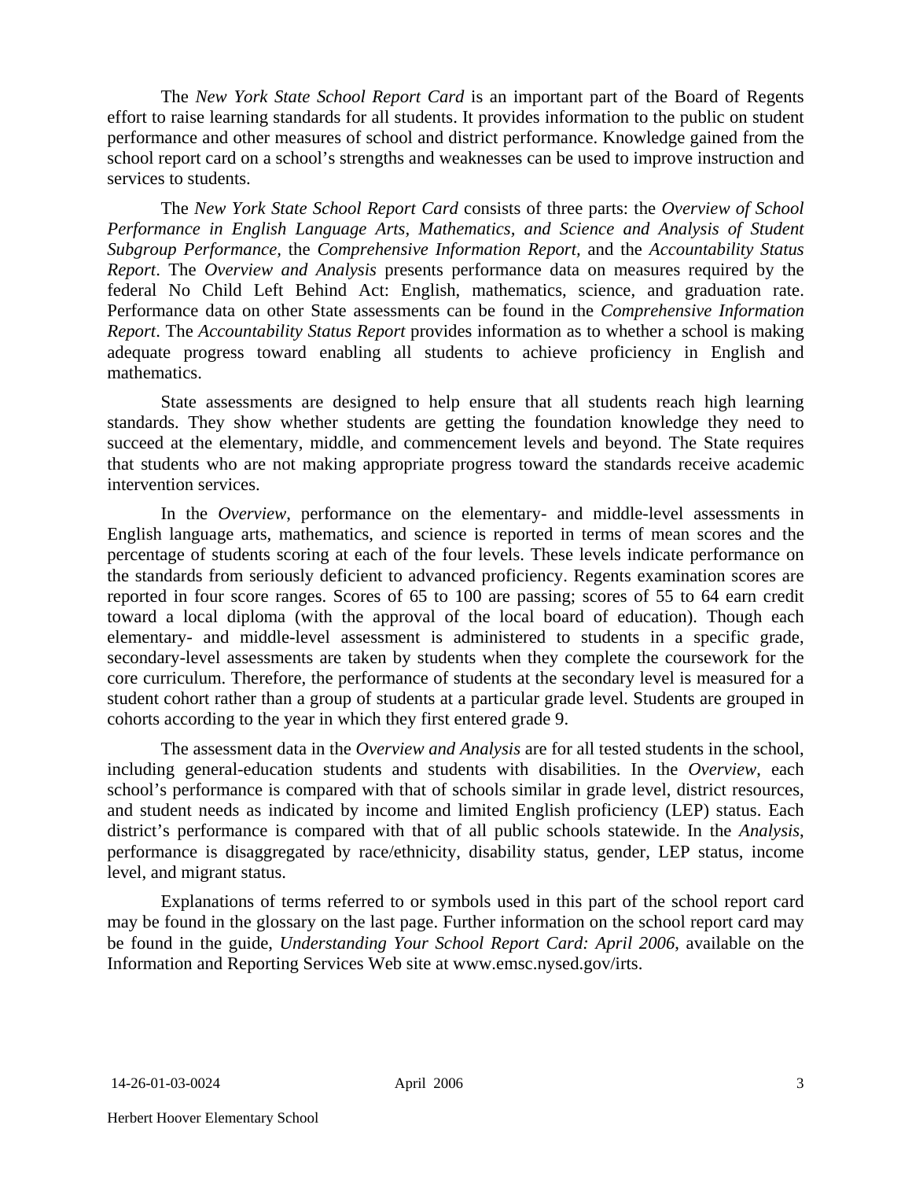The *New York State School Report Card* is an important part of the Board of Regents effort to raise learning standards for all students. It provides information to the public on student performance and other measures of school and district performance. Knowledge gained from the school report card on a school's strengths and weaknesses can be used to improve instruction and services to students.

The *New York State School Report Card* consists of three parts: the *Overview of School Performance in English Language Arts, Mathematics, and Science and Analysis of Student Subgroup Performance,* the *Comprehensive Information Report,* and the *Accountability Status Report*. The *Overview and Analysis* presents performance data on measures required by the federal No Child Left Behind Act: English, mathematics, science, and graduation rate. Performance data on other State assessments can be found in the *Comprehensive Information Report*. The *Accountability Status Report* provides information as to whether a school is making adequate progress toward enabling all students to achieve proficiency in English and mathematics.

State assessments are designed to help ensure that all students reach high learning standards. They show whether students are getting the foundation knowledge they need to succeed at the elementary, middle, and commencement levels and beyond. The State requires that students who are not making appropriate progress toward the standards receive academic intervention services.

In the *Overview*, performance on the elementary- and middle-level assessments in English language arts, mathematics, and science is reported in terms of mean scores and the percentage of students scoring at each of the four levels. These levels indicate performance on the standards from seriously deficient to advanced proficiency. Regents examination scores are reported in four score ranges. Scores of 65 to 100 are passing; scores of 55 to 64 earn credit toward a local diploma (with the approval of the local board of education). Though each elementary- and middle-level assessment is administered to students in a specific grade, secondary-level assessments are taken by students when they complete the coursework for the core curriculum. Therefore, the performance of students at the secondary level is measured for a student cohort rather than a group of students at a particular grade level. Students are grouped in cohorts according to the year in which they first entered grade 9.

The assessment data in the *Overview and Analysis* are for all tested students in the school, including general-education students and students with disabilities. In the *Overview*, each school's performance is compared with that of schools similar in grade level, district resources, and student needs as indicated by income and limited English proficiency (LEP) status. Each district's performance is compared with that of all public schools statewide. In the *Analysis*, performance is disaggregated by race/ethnicity, disability status, gender, LEP status, income level, and migrant status.

Explanations of terms referred to or symbols used in this part of the school report card may be found in the glossary on the last page. Further information on the school report card may be found in the guide, *Understanding Your School Report Card: April 2006*, available on the Information and Reporting Services Web site at www.emsc.nysed.gov/irts.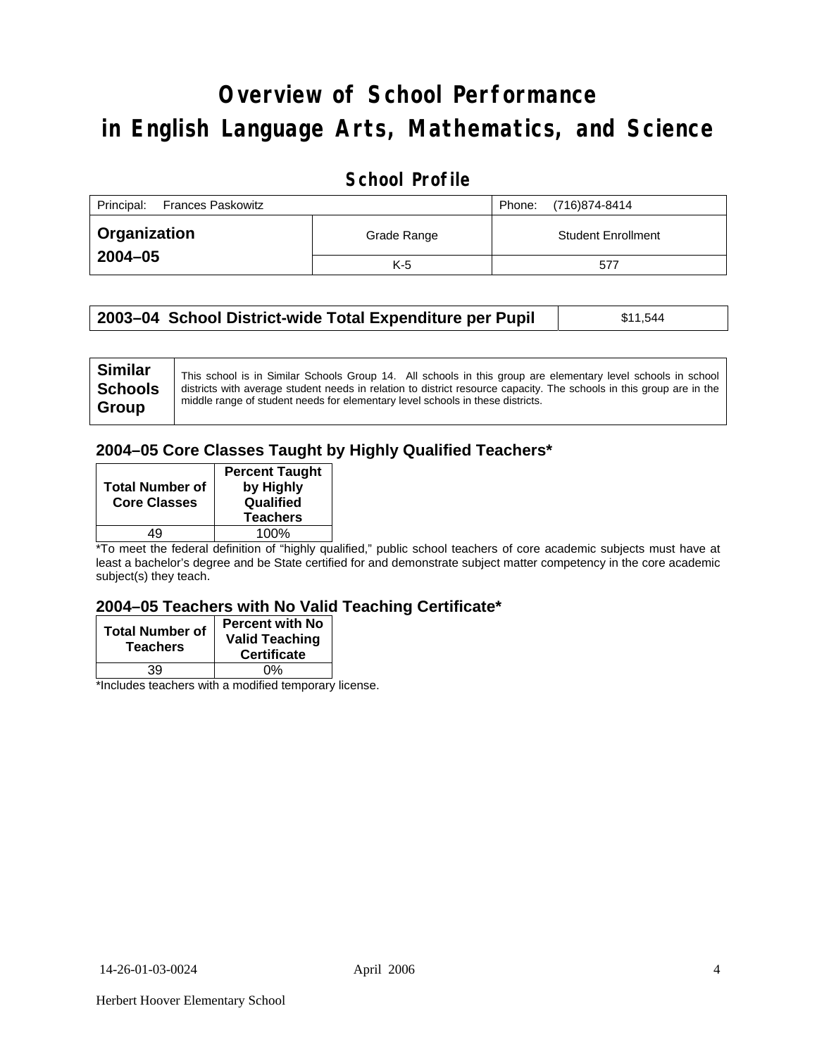# Overview of School Performance in English Language Arts, Mathematics, and Science

## School Profile

| Principal: Frances Paskowitz | | Phone: (716)874-8414 |
|---|---|---|
| **Organization 2004–05** | Grade Range | Student Enrollment |
| | K-5 | 577 |

| **2003–04 School District-wide Total Expenditure per Pupil** | $11,544 |
|---|---|

| **Similar Schools Group** | This school is in Similar Schools Group 14. All schools in this group are elementary level schools in school districts with average student needs in relation to district resource capacity. The schools in this group are in the middle range of student needs for elementary level schools in these districts. |
|---|---|

### 2004–05 Core Classes Taught by Highly Qualified Teachers*

| Total Number of Core Classes | Percent Taught by Highly Qualified Teachers |
|---|---|
| 49 | 100% |

*To meet the federal definition of "highly qualified," public school teachers of core academic subjects must have at least a bachelor's degree and be State certified for and demonstrate subject matter competency in the core academic subject(s) they teach.

### 2004–05 Teachers with No Valid Teaching Certificate*

| Total Number of Teachers | Percent with No Valid Teaching Certificate |
|---|---|
| 39 | 0% |

*Includes teachers with a modified temporary license.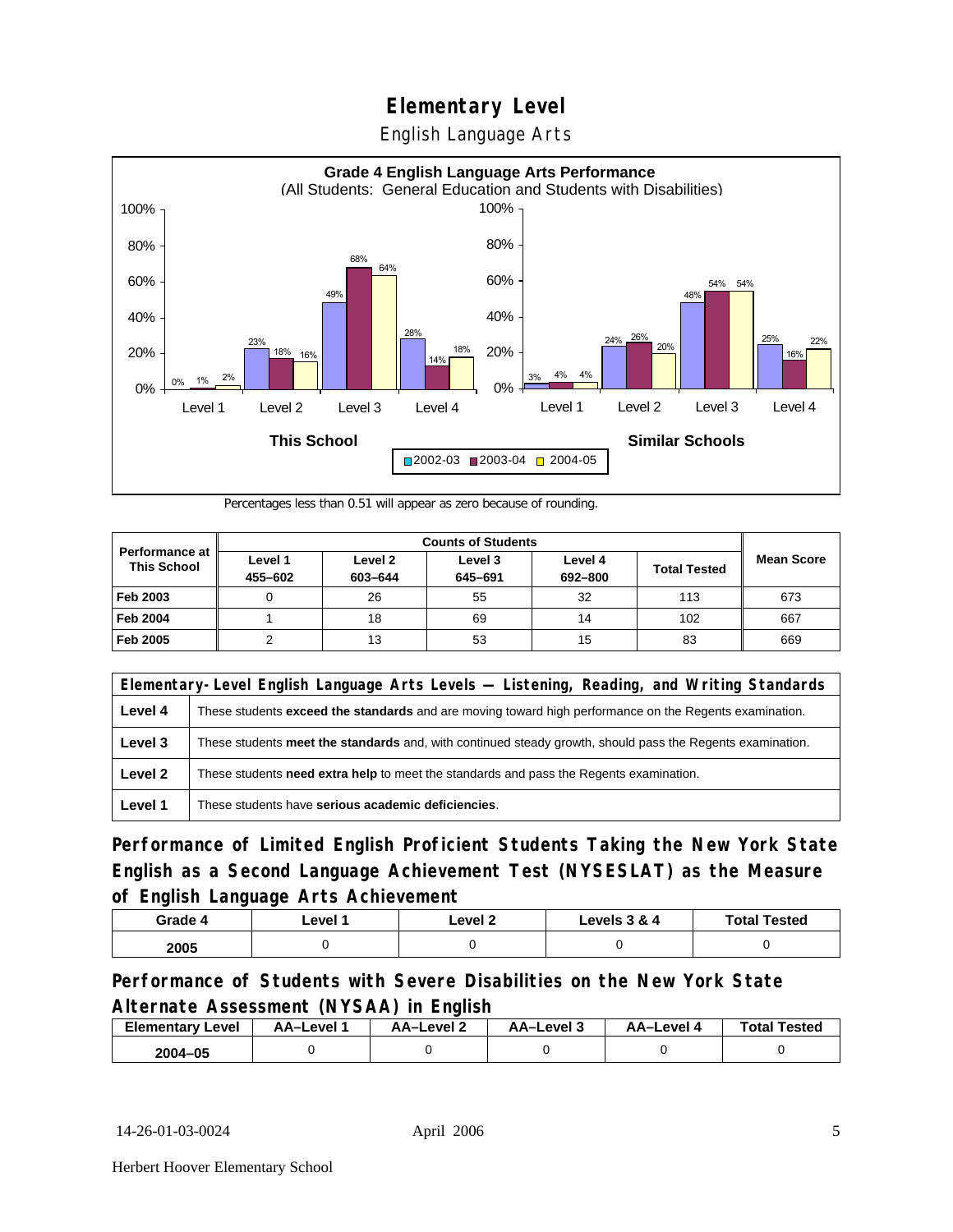# Elementary Level

English Language Arts

**Grade 4 English Language Arts Performance**
(All Students: General Education and Students with Disabilities)

| | This School 2002-03 | This School 2003-04 | This School 2004-05 | Similar Schools 2002-03 | Similar Schools 2003-04 | Similar Schools 2004-05 |
|---|---|---|---|---|---|---|
| Level 1 | 0% | 1% | 2% | 3% | 4% | 4% |
| Level 2 | 23% | 18% | 16% | 24% | 26% | 20% |
| Level 3 | 49% | 68% | 64% | 48% | 54% | 54% |
| Level 4 | 28% | 14% | 18% | 25% | 16% | 22% |

Percentages less than 0.51 will appear as zero because of rounding.

| Performance at This School | Counts of Students | | | | | Mean Score |
|---|---|---|---|---|---|---|
| | Level 1 455–602 | Level 2 603–644 | Level 3 645–691 | Level 4 692–800 | Total Tested | |
| **Feb 2003** | 0 | 26 | 55 | 32 | 113 | 673 |
| **Feb 2004** | 1 | 18 | 69 | 14 | 102 | 667 |
| **Feb 2005** | 2 | 13 | 53 | 15 | 83 | 669 |

| Elementary-Level English Language Arts Levels — Listening, Reading, and Writing Standards | |
|---|---|
| **Level 4** | These students **exceed the standards** and are moving toward high performance on the Regents examination. |
| **Level 3** | These students **meet the standards** and, with continued steady growth, should pass the Regents examination. |
| **Level 2** | These students **need extra help** to meet the standards and pass the Regents examination. |
| **Level 1** | These students have **serious academic deficiencies**. |

## Performance of Limited English Proficient Students Taking the New York State English as a Second Language Achievement Test (NYSESLAT) as the Measure of English Language Arts Achievement

| Grade 4 | Level 1 | Level 2 | Levels 3 & 4 | Total Tested |
|---|---|---|---|---|
| 2005 | 0 | 0 | 0 | 0 |

## Performance of Students with Severe Disabilities on the New York State Alternate Assessment (NYSAA) in English

| Elementary Level | AA–Level 1 | AA–Level 2 | AA–Level 3 | AA–Level 4 | Total Tested |
|---|---|---|---|---|---|
| 2004–05 | 0 | 0 | 0 | 0 | 0 |

14-26-01-03-0024 April 2006

Herbert Hoover Elementary School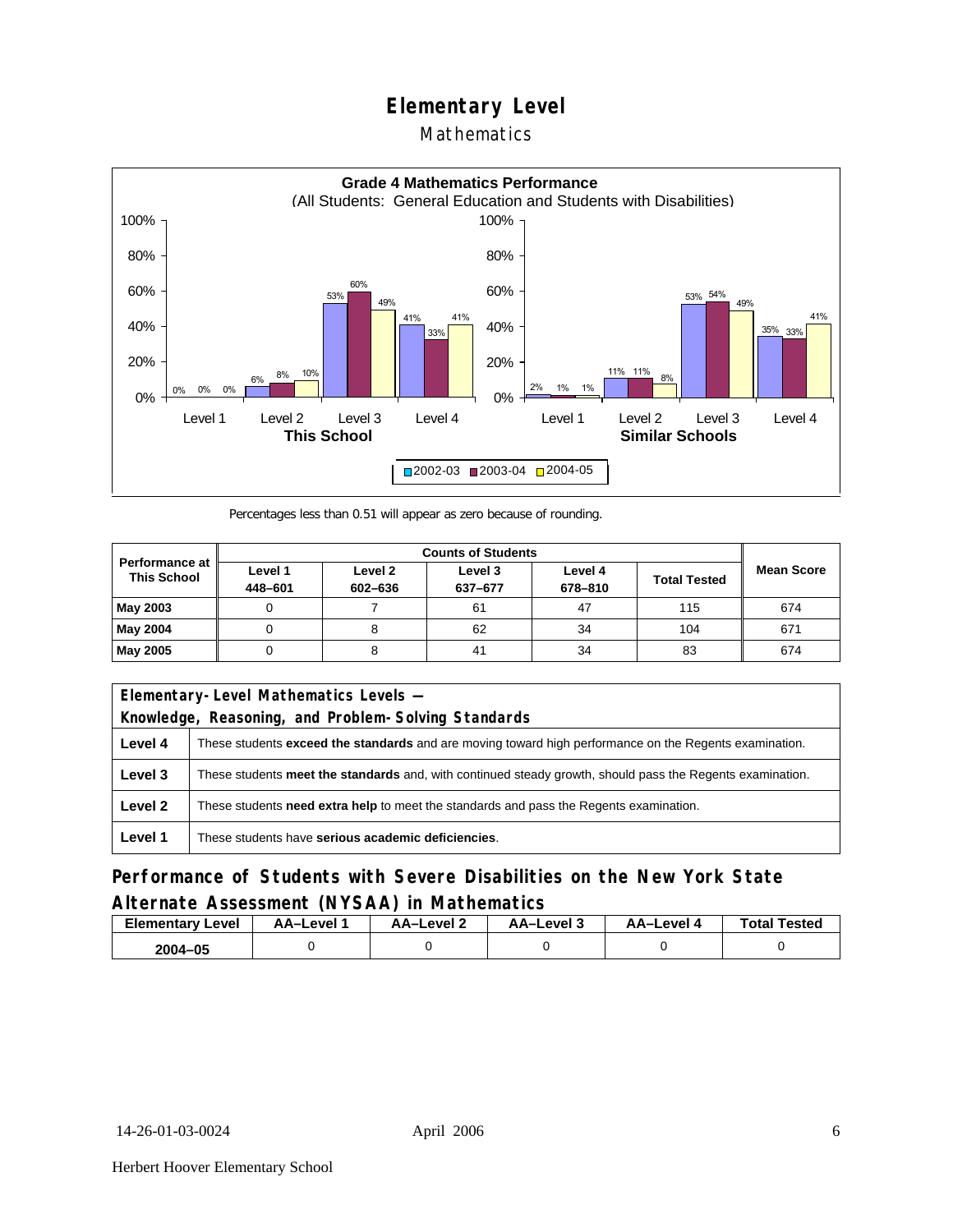# Elementary Level

## Mathematics

**Grade 4 Mathematics Performance**
(All Students: General Education and Students with Disabilities)

| | Level 1 | Level 2 | Level 3 | Level 4 |
|---|---|---|---|---|
| **This School** 2002-03 | 0% | 6% | 53% | 41% |
| **This School** 2003-04 | 0% | 8% | 60% | 33% |
| **This School** 2004-05 | 0% | 10% | 49% | 41% |
| **Similar Schools** 2002-03 | 2% | 11% | 53% | 35% |
| **Similar Schools** 2003-04 | 1% | 11% | 54% | 33% |
| **Similar Schools** 2004-05 | 1% | 8% | 49% | 41% |

Percentages less than 0.51 will appear as zero because of rounding.

| Performance at This School | Counts of Students | | | | | Mean Score |
|---|---|---|---|---|---|---|
| | Level 1 448–601 | Level 2 602–636 | Level 3 637–677 | Level 4 678–810 | Total Tested | |
| **May 2003** | 0 | 7 | 61 | 47 | 115 | 674 |
| **May 2004** | 0 | 8 | 62 | 34 | 104 | 671 |
| **May 2005** | 0 | 8 | 41 | 34 | 83 | 674 |

| Elementary-Level Mathematics Levels — Knowledge, Reasoning, and Problem-Solving Standards | |
|---|---|
| **Level 4** | These students **exceed the standards** and are moving toward high performance on the Regents examination. |
| **Level 3** | These students **meet the standards** and, with continued steady growth, should pass the Regents examination. |
| **Level 2** | These students **need extra help** to meet the standards and pass the Regents examination. |
| **Level 1** | These students have **serious academic deficiencies**. |

## Performance of Students with Severe Disabilities on the New York State Alternate Assessment (NYSAA) in Mathematics

| Elementary Level | AA–Level 1 | AA–Level 2 | AA–Level 3 | AA–Level 4 | Total Tested |
|---|---|---|---|---|---|
| **2004–05** | 0 | 0 | 0 | 0 | 0 |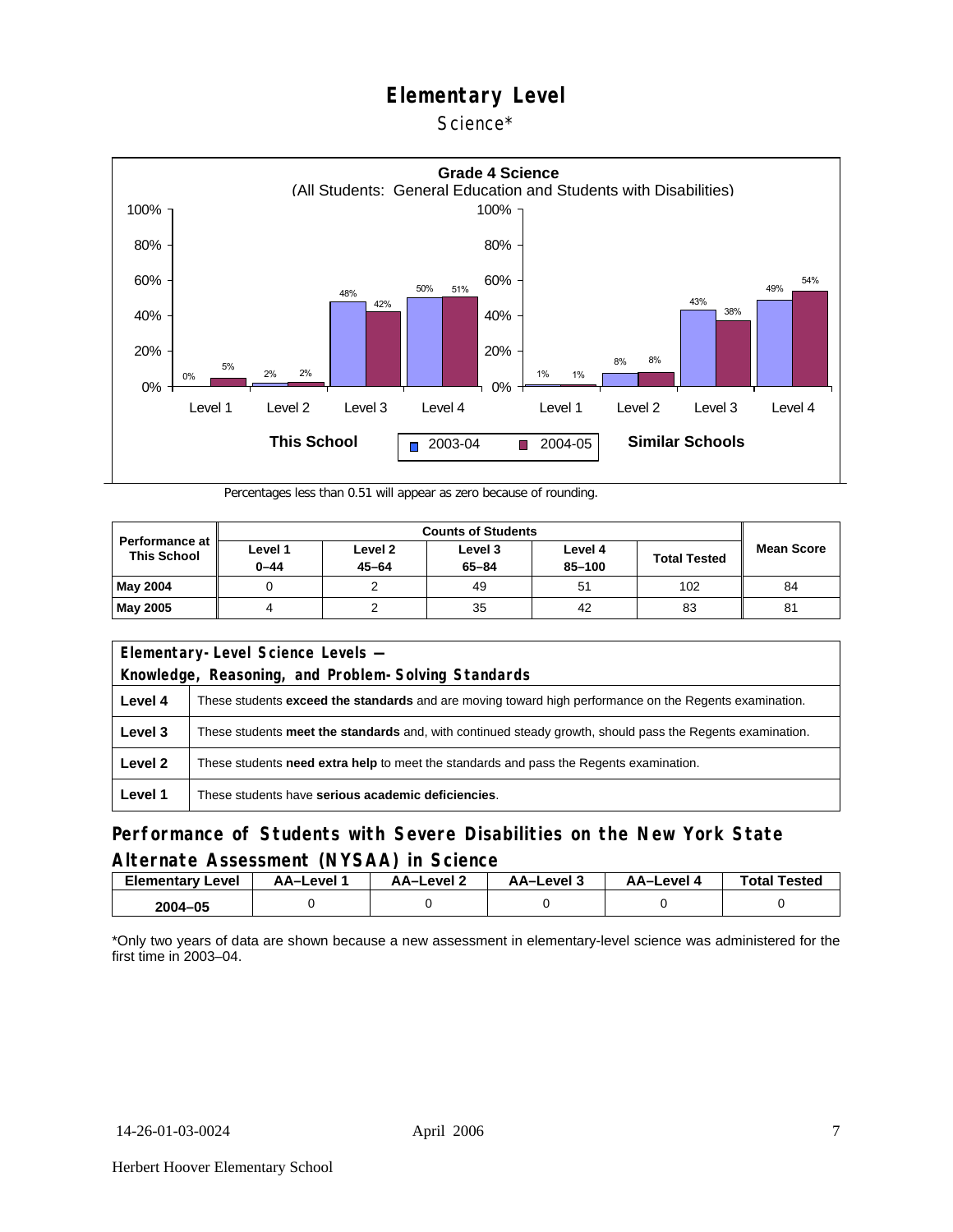# Elementary Level

Science*

**Grade 4 Science**
(All Students: General Education and Students with Disabilities)

| | This School 2003-04 | This School 2004-05 | Similar Schools 2003-04 | Similar Schools 2004-05 |
|---|---|---|---|---|
| Level 1 | 0% | 5% | 1% | 1% |
| Level 2 | 2% | 2% | 8% | 8% |
| Level 3 | 48% | 42% | 43% | 38% |
| Level 4 | 50% | 51% | 49% | 54% |

Percentages less than 0.51 will appear as zero because of rounding.

| Performance at This School | Counts of Students | | | | | Mean Score |
|---|---|---|---|---|---|---|
| | Level 1 0–44 | Level 2 45–64 | Level 3 65–84 | Level 4 85–100 | Total Tested | |
| **May 2004** | 0 | 2 | 49 | 51 | 102 | 84 |
| **May 2005** | 4 | 2 | 35 | 42 | 83 | 81 |

| Elementary-Level Science Levels — Knowledge, Reasoning, and Problem-Solving Standards | |
|---|---|
| **Level 4** | These students **exceed the standards** and are moving toward high performance on the Regents examination. |
| **Level 3** | These students **meet the standards** and, with continued steady growth, should pass the Regents examination. |
| **Level 2** | These students **need extra help** to meet the standards and pass the Regents examination. |
| **Level 1** | These students have **serious academic deficiencies**. |

## Performance of Students with Severe Disabilities on the New York State Alternate Assessment (NYSAA) in Science

| Elementary Level | AA–Level 1 | AA–Level 2 | AA–Level 3 | AA–Level 4 | Total Tested |
|---|---|---|---|---|---|
| 2004–05 | 0 | 0 | 0 | 0 | 0 |

*Only two years of data are shown because a new assessment in elementary-level science was administered for the first time in 2003–04.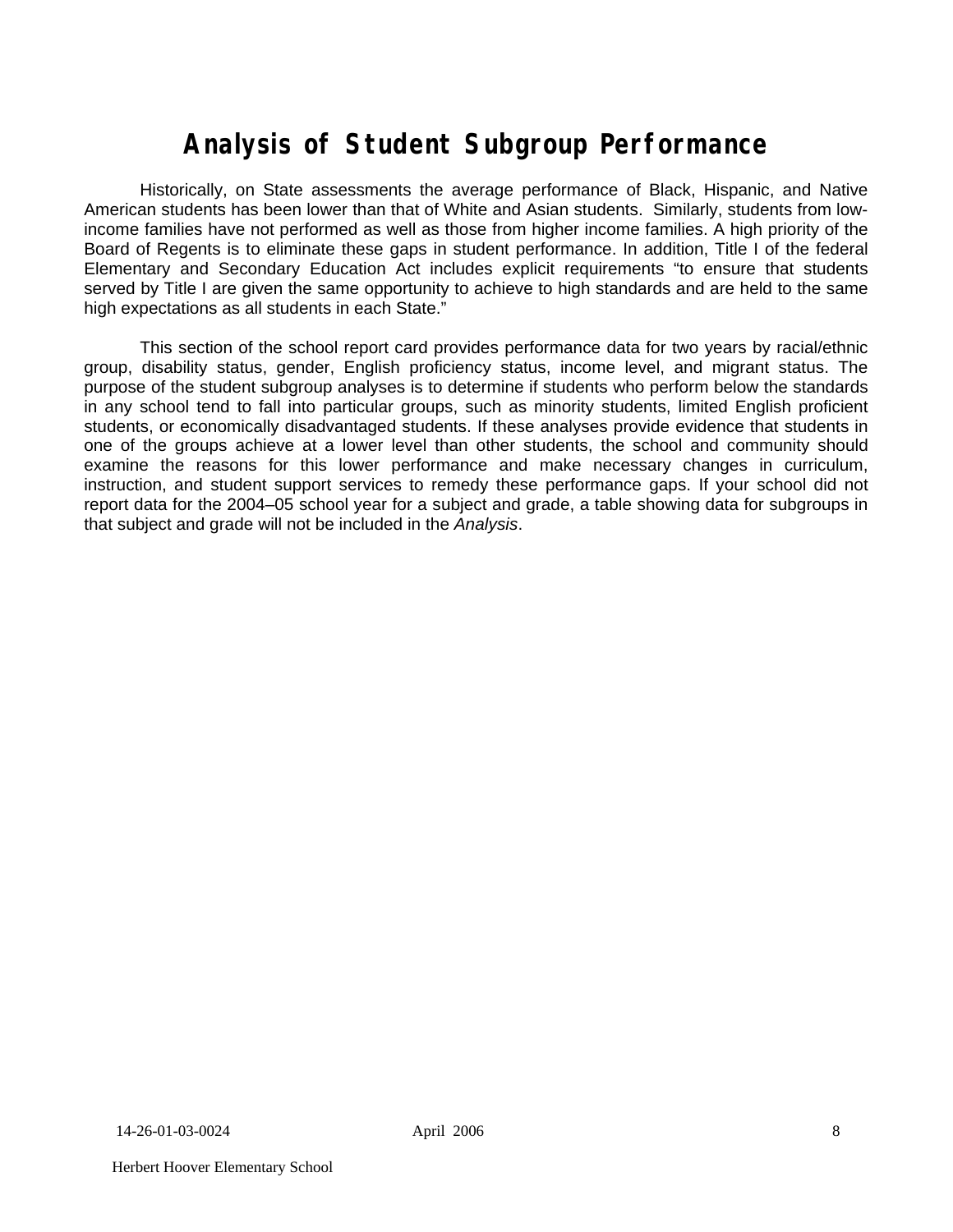# Analysis of Student Subgroup Performance

Historically, on State assessments the average performance of Black, Hispanic, and Native American students has been lower than that of White and Asian students. Similarly, students from low-income families have not performed as well as those from higher income families. A high priority of the Board of Regents is to eliminate these gaps in student performance. In addition, Title I of the federal Elementary and Secondary Education Act includes explicit requirements "to ensure that students served by Title I are given the same opportunity to achieve to high standards and are held to the same high expectations as all students in each State."

This section of the school report card provides performance data for two years by racial/ethnic group, disability status, gender, English proficiency status, income level, and migrant status. The purpose of the student subgroup analyses is to determine if students who perform below the standards in any school tend to fall into particular groups, such as minority students, limited English proficient students, or economically disadvantaged students. If these analyses provide evidence that students in one of the groups achieve at a lower level than other students, the school and community should examine the reasons for this lower performance and make necessary changes in curriculum, instruction, and student support services to remedy these performance gaps. If your school did not report data for the 2004–05 school year for a subject and grade, a table showing data for subgroups in that subject and grade will not be included in the *Analysis*.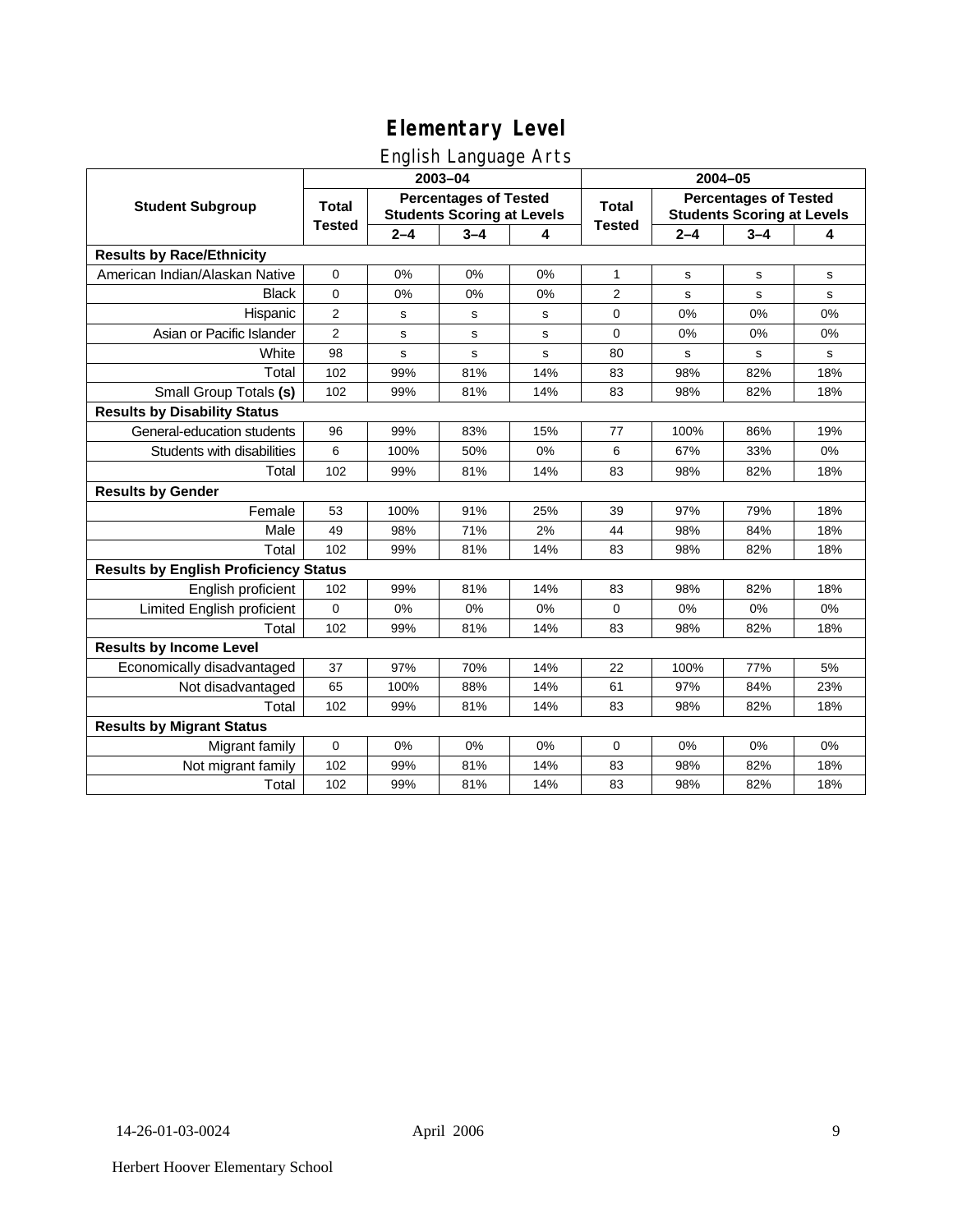# Elementary Level

## English Language Arts

| Student Subgroup | 2003–04 | | | | 2004–05 | | | |
|---|---|---|---|---|---|---|---|---|
| | Total Tested | Percentages of Tested Students Scoring at Levels | | | Total Tested | Percentages of Tested Students Scoring at Levels | | |
| | | 2–4 | 3–4 | 4 | | 2–4 | 3–4 | 4 |
| **Results by Race/Ethnicity** | | | | | | | | |
| American Indian/Alaskan Native | 0 | 0% | 0% | 0% | 1 | s | s | s |
| Black | 0 | 0% | 0% | 0% | 2 | s | s | s |
| Hispanic | 2 | s | s | s | 0 | 0% | 0% | 0% |
| Asian or Pacific Islander | 2 | s | s | s | 0 | 0% | 0% | 0% |
| White | 98 | s | s | s | 80 | s | s | s |
| Total | 102 | 99% | 81% | 14% | 83 | 98% | 82% | 18% |
| Small Group Totals **(s)** | 102 | 99% | 81% | 14% | 83 | 98% | 82% | 18% |
| **Results by Disability Status** | | | | | | | | |
| General-education students | 96 | 99% | 83% | 15% | 77 | 100% | 86% | 19% |
| Students with disabilities | 6 | 100% | 50% | 0% | 6 | 67% | 33% | 0% |
| Total | 102 | 99% | 81% | 14% | 83 | 98% | 82% | 18% |
| **Results by Gender** | | | | | | | | |
| Female | 53 | 100% | 91% | 25% | 39 | 97% | 79% | 18% |
| Male | 49 | 98% | 71% | 2% | 44 | 98% | 84% | 18% |
| Total | 102 | 99% | 81% | 14% | 83 | 98% | 82% | 18% |
| **Results by English Proficiency Status** | | | | | | | | |
| English proficient | 102 | 99% | 81% | 14% | 83 | 98% | 82% | 18% |
| Limited English proficient | 0 | 0% | 0% | 0% | 0 | 0% | 0% | 0% |
| Total | 102 | 99% | 81% | 14% | 83 | 98% | 82% | 18% |
| **Results by Income Level** | | | | | | | | |
| Economically disadvantaged | 37 | 97% | 70% | 14% | 22 | 100% | 77% | 5% |
| Not disadvantaged | 65 | 100% | 88% | 14% | 61 | 97% | 84% | 23% |
| Total | 102 | 99% | 81% | 14% | 83 | 98% | 82% | 18% |
| **Results by Migrant Status** | | | | | | | | |
| Migrant family | 0 | 0% | 0% | 0% | 0 | 0% | 0% | 0% |
| Not migrant family | 102 | 99% | 81% | 14% | 83 | 98% | 82% | 18% |
| Total | 102 | 99% | 81% | 14% | 83 | 98% | 82% | 18% |

14-26-01-03-0024 April 2006

Herbert Hoover Elementary School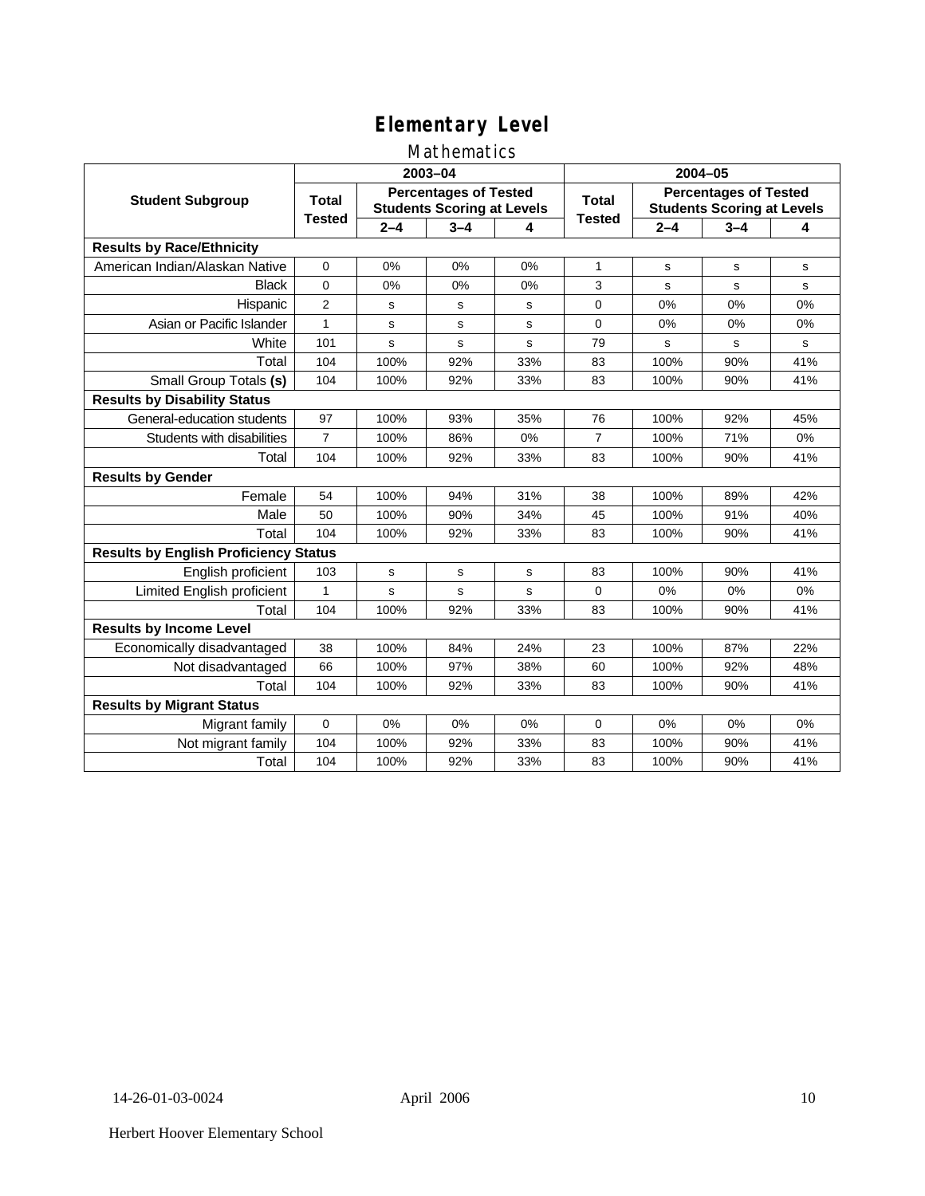# Elementary Level

## Mathematics

| Student Subgroup | 2003–04 | | | | 2004–05 | | | |
|---|---|---|---|---|---|---|---|---|
| | Total Tested | Percentages of Tested Students Scoring at Levels | | | Total Tested | Percentages of Tested Students Scoring at Levels | | |
| | | 2–4 | 3–4 | 4 | | 2–4 | 3–4 | 4 |
| **Results by Race/Ethnicity** | | | | | | | | |
| American Indian/Alaskan Native | 0 | 0% | 0% | 0% | 1 | s | s | s |
| Black | 0 | 0% | 0% | 0% | 3 | s | s | s |
| Hispanic | 2 | s | s | s | 0 | 0% | 0% | 0% |
| Asian or Pacific Islander | 1 | s | s | s | 0 | 0% | 0% | 0% |
| White | 101 | s | s | s | 79 | s | s | s |
| Total | 104 | 100% | 92% | 33% | 83 | 100% | 90% | 41% |
| Small Group Totals **(s)** | 104 | 100% | 92% | 33% | 83 | 100% | 90% | 41% |
| **Results by Disability Status** | | | | | | | | |
| General-education students | 97 | 100% | 93% | 35% | 76 | 100% | 92% | 45% |
| Students with disabilities | 7 | 100% | 86% | 0% | 7 | 100% | 71% | 0% |
| Total | 104 | 100% | 92% | 33% | 83 | 100% | 90% | 41% |
| **Results by Gender** | | | | | | | | |
| Female | 54 | 100% | 94% | 31% | 38 | 100% | 89% | 42% |
| Male | 50 | 100% | 90% | 34% | 45 | 100% | 91% | 40% |
| Total | 104 | 100% | 92% | 33% | 83 | 100% | 90% | 41% |
| **Results by English Proficiency Status** | | | | | | | | |
| English proficient | 103 | s | s | s | 83 | 100% | 90% | 41% |
| Limited English proficient | 1 | s | s | s | 0 | 0% | 0% | 0% |
| Total | 104 | 100% | 92% | 33% | 83 | 100% | 90% | 41% |
| **Results by Income Level** | | | | | | | | |
| Economically disadvantaged | 38 | 100% | 84% | 24% | 23 | 100% | 87% | 22% |
| Not disadvantaged | 66 | 100% | 97% | 38% | 60 | 100% | 92% | 48% |
| Total | 104 | 100% | 92% | 33% | 83 | 100% | 90% | 41% |
| **Results by Migrant Status** | | | | | | | | |
| Migrant family | 0 | 0% | 0% | 0% | 0 | 0% | 0% | 0% |
| Not migrant family | 104 | 100% | 92% | 33% | 83 | 100% | 90% | 41% |
| Total | 104 | 100% | 92% | 33% | 83 | 100% | 90% | 41% |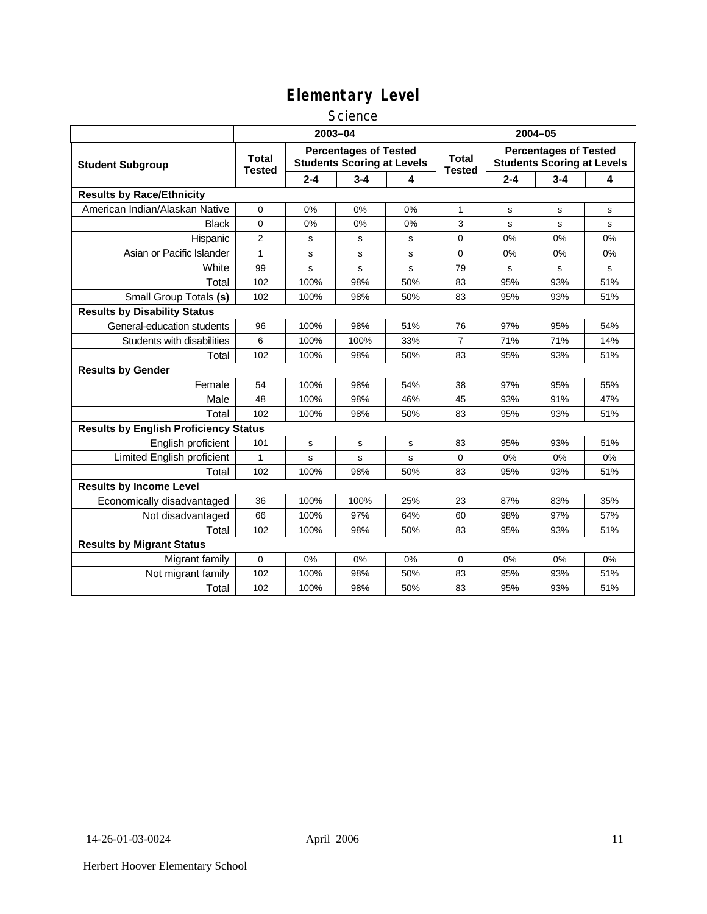# Elementary Level

## Science

| Student Subgroup | 2003–04 | | | | 2004–05 | | | |
|---|---|---|---|---|---|---|---|---|
| | Total Tested | Percentages of Tested Students Scoring at Levels | | | Total Tested | Percentages of Tested Students Scoring at Levels | | |
| | | 2-4 | 3-4 | 4 | | 2-4 | 3-4 | 4 |
| **Results by Race/Ethnicity** | | | | | | | | |
| American Indian/Alaskan Native | 0 | 0% | 0% | 0% | 1 | s | s | s |
| Black | 0 | 0% | 0% | 0% | 3 | s | s | s |
| Hispanic | 2 | s | s | s | 0 | 0% | 0% | 0% |
| Asian or Pacific Islander | 1 | s | s | s | 0 | 0% | 0% | 0% |
| White | 99 | s | s | s | 79 | s | s | s |
| Total | 102 | 100% | 98% | 50% | 83 | 95% | 93% | 51% |
| Small Group Totals **(s)** | 102 | 100% | 98% | 50% | 83 | 95% | 93% | 51% |
| **Results by Disability Status** | | | | | | | | |
| General-education students | 96 | 100% | 98% | 51% | 76 | 97% | 95% | 54% |
| Students with disabilities | 6 | 100% | 100% | 33% | 7 | 71% | 71% | 14% |
| Total | 102 | 100% | 98% | 50% | 83 | 95% | 93% | 51% |
| **Results by Gender** | | | | | | | | |
| Female | 54 | 100% | 98% | 54% | 38 | 97% | 95% | 55% |
| Male | 48 | 100% | 98% | 46% | 45 | 93% | 91% | 47% |
| Total | 102 | 100% | 98% | 50% | 83 | 95% | 93% | 51% |
| **Results by English Proficiency Status** | | | | | | | | |
| English proficient | 101 | s | s | s | 83 | 95% | 93% | 51% |
| Limited English proficient | 1 | s | s | s | 0 | 0% | 0% | 0% |
| Total | 102 | 100% | 98% | 50% | 83 | 95% | 93% | 51% |
| **Results by Income Level** | | | | | | | | |
| Economically disadvantaged | 36 | 100% | 100% | 25% | 23 | 87% | 83% | 35% |
| Not disadvantaged | 66 | 100% | 97% | 64% | 60 | 98% | 97% | 57% |
| Total | 102 | 100% | 98% | 50% | 83 | 95% | 93% | 51% |
| **Results by Migrant Status** | | | | | | | | |
| Migrant family | 0 | 0% | 0% | 0% | 0 | 0% | 0% | 0% |
| Not migrant family | 102 | 100% | 98% | 50% | 83 | 95% | 93% | 51% |
| Total | 102 | 100% | 98% | 50% | 83 | 95% | 93% | 51% |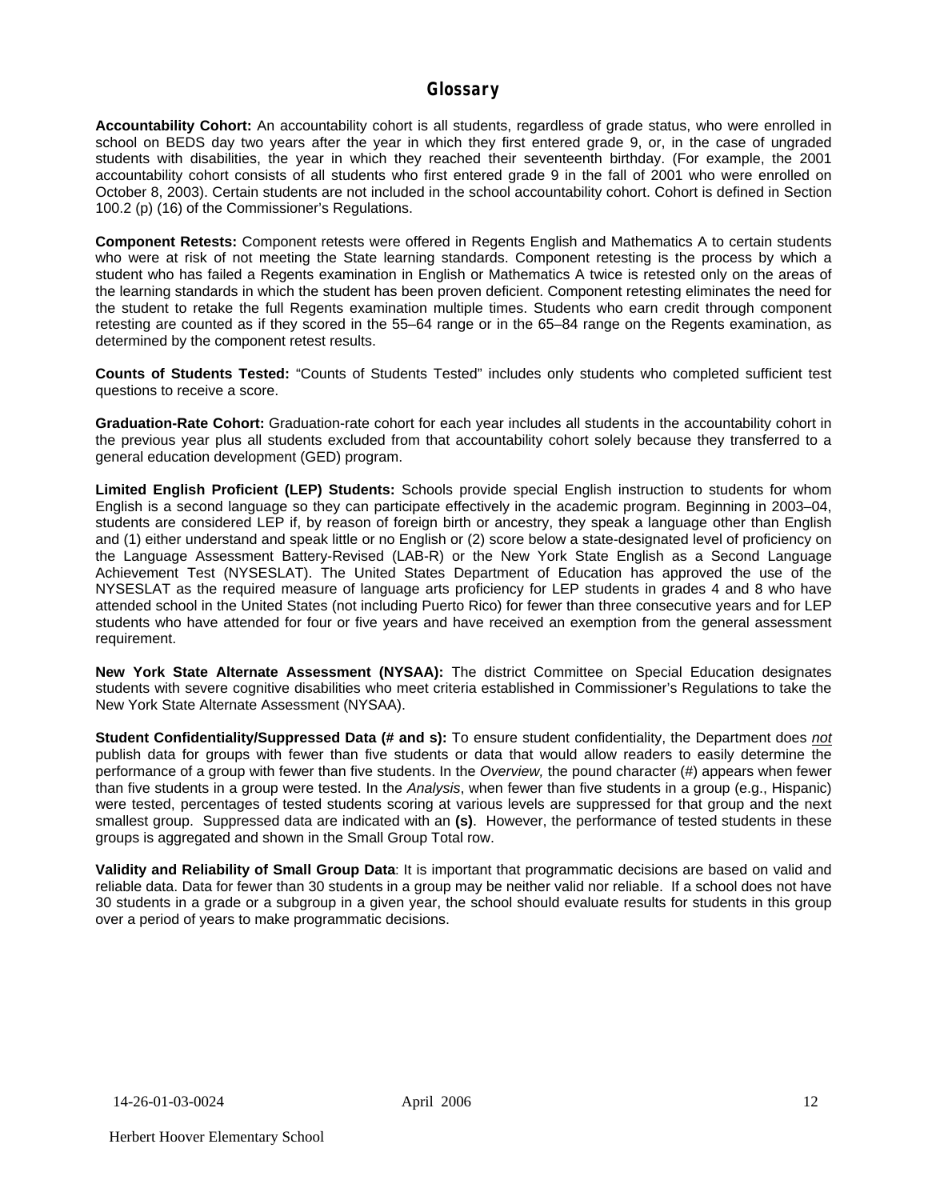# Glossary

**Accountability Cohort:** An accountability cohort is all students, regardless of grade status, who were enrolled in school on BEDS day two years after the year in which they first entered grade 9, or, in the case of ungraded students with disabilities, the year in which they reached their seventeenth birthday. (For example, the 2001 accountability cohort consists of all students who first entered grade 9 in the fall of 2001 who were enrolled on October 8, 2003). Certain students are not included in the school accountability cohort. Cohort is defined in Section 100.2 (p) (16) of the Commissioner's Regulations.

**Component Retests:** Component retests were offered in Regents English and Mathematics A to certain students who were at risk of not meeting the State learning standards. Component retesting is the process by which a student who has failed a Regents examination in English or Mathematics A twice is retested only on the areas of the learning standards in which the student has been proven deficient. Component retesting eliminates the need for the student to retake the full Regents examination multiple times. Students who earn credit through component retesting are counted as if they scored in the 55–64 range or in the 65–84 range on the Regents examination, as determined by the component retest results.

**Counts of Students Tested:** "Counts of Students Tested" includes only students who completed sufficient test questions to receive a score.

**Graduation-Rate Cohort:** Graduation-rate cohort for each year includes all students in the accountability cohort in the previous year plus all students excluded from that accountability cohort solely because they transferred to a general education development (GED) program.

**Limited English Proficient (LEP) Students:** Schools provide special English instruction to students for whom English is a second language so they can participate effectively in the academic program. Beginning in 2003–04, students are considered LEP if, by reason of foreign birth or ancestry, they speak a language other than English and (1) either understand and speak little or no English or (2) score below a state-designated level of proficiency on the Language Assessment Battery-Revised (LAB-R) or the New York State English as a Second Language Achievement Test (NYSESLAT). The United States Department of Education has approved the use of the NYSESLAT as the required measure of language arts proficiency for LEP students in grades 4 and 8 who have attended school in the United States (not including Puerto Rico) for fewer than three consecutive years and for LEP students who have attended for four or five years and have received an exemption from the general assessment requirement.

**New York State Alternate Assessment (NYSAA):** The district Committee on Special Education designates students with severe cognitive disabilities who meet criteria established in Commissioner's Regulations to take the New York State Alternate Assessment (NYSAA).

**Student Confidentiality/Suppressed Data (# and s):** To ensure student confidentiality, the Department does *not* publish data for groups with fewer than five students or data that would allow readers to easily determine the performance of a group with fewer than five students. In the *Overview,* the pound character (#) appears when fewer than five students in a group were tested. In the *Analysis*, when fewer than five students in a group (e.g., Hispanic) were tested, percentages of tested students scoring at various levels are suppressed for that group and the next smallest group. Suppressed data are indicated with an **(s)**. However, the performance of tested students in these groups is aggregated and shown in the Small Group Total row.

**Validity and Reliability of Small Group Data**: It is important that programmatic decisions are based on valid and reliable data. Data for fewer than 30 students in a group may be neither valid nor reliable. If a school does not have 30 students in a grade or a subgroup in a given year, the school should evaluate results for students in this group over a period of years to make programmatic decisions.